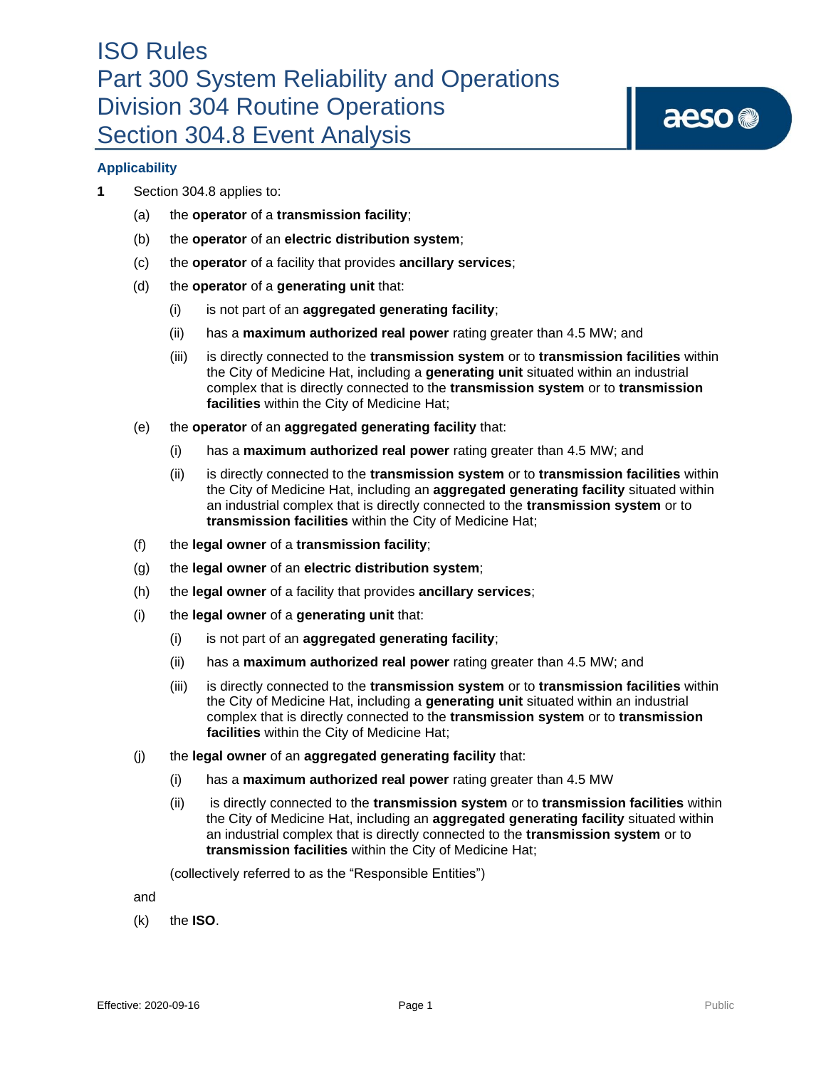# ISO Rules
# Part 300 System Reliability and Operations
# Division 304 Routine Operations
# Section 304.8 Event Analysis

## Applicability

**1** Section 304.8 applies to:

(a) the **operator** of a **transmission facility**;

(b) the **operator** of an **electric distribution system**;

(c) the **operator** of a facility that provides **ancillary services**;

(d) the **operator** of a **generating unit** that:

 (i) is not part of an **aggregated generating facility**;

 (ii) has a **maximum authorized real power** rating greater than 4.5 MW; and

 (iii) is directly connected to the **transmission system** or to **transmission facilities** within the City of Medicine Hat, including a **generating unit** situated within an industrial complex that is directly connected to the **transmission system** or to **transmission facilities** within the City of Medicine Hat;

(e) the **operator** of an **aggregated generating facility** that:

 (i) has a **maximum authorized real power** rating greater than 4.5 MW; and

 (ii) is directly connected to the **transmission system** or to **transmission facilities** within the City of Medicine Hat, including an **aggregated generating facility** situated within an industrial complex that is directly connected to the **transmission system** or to **transmission facilities** within the City of Medicine Hat;

(f) the **legal owner** of a **transmission facility**;

(g) the **legal owner** of an **electric distribution system**;

(h) the **legal owner** of a facility that provides **ancillary services**;

(i) the **legal owner** of a **generating unit** that:

 (i) is not part of an **aggregated generating facility**;

 (ii) has a **maximum authorized real power** rating greater than 4.5 MW; and

 (iii) is directly connected to the **transmission system** or to **transmission facilities** within the City of Medicine Hat, including a **generating unit** situated within an industrial complex that is directly connected to the **transmission system** or to **transmission facilities** within the City of Medicine Hat;

(j) the **legal owner** of an **aggregated generating facility** that:

 (i) has a **maximum authorized real power** rating greater than 4.5 MW

 (ii) is directly connected to the **transmission system** or to **transmission facilities** within the City of Medicine Hat, including an **aggregated generating facility** situated within an industrial complex that is directly connected to the **transmission system** or to **transmission facilities** within the City of Medicine Hat;

(collectively referred to as the "Responsible Entities")

and

(k) the **ISO**.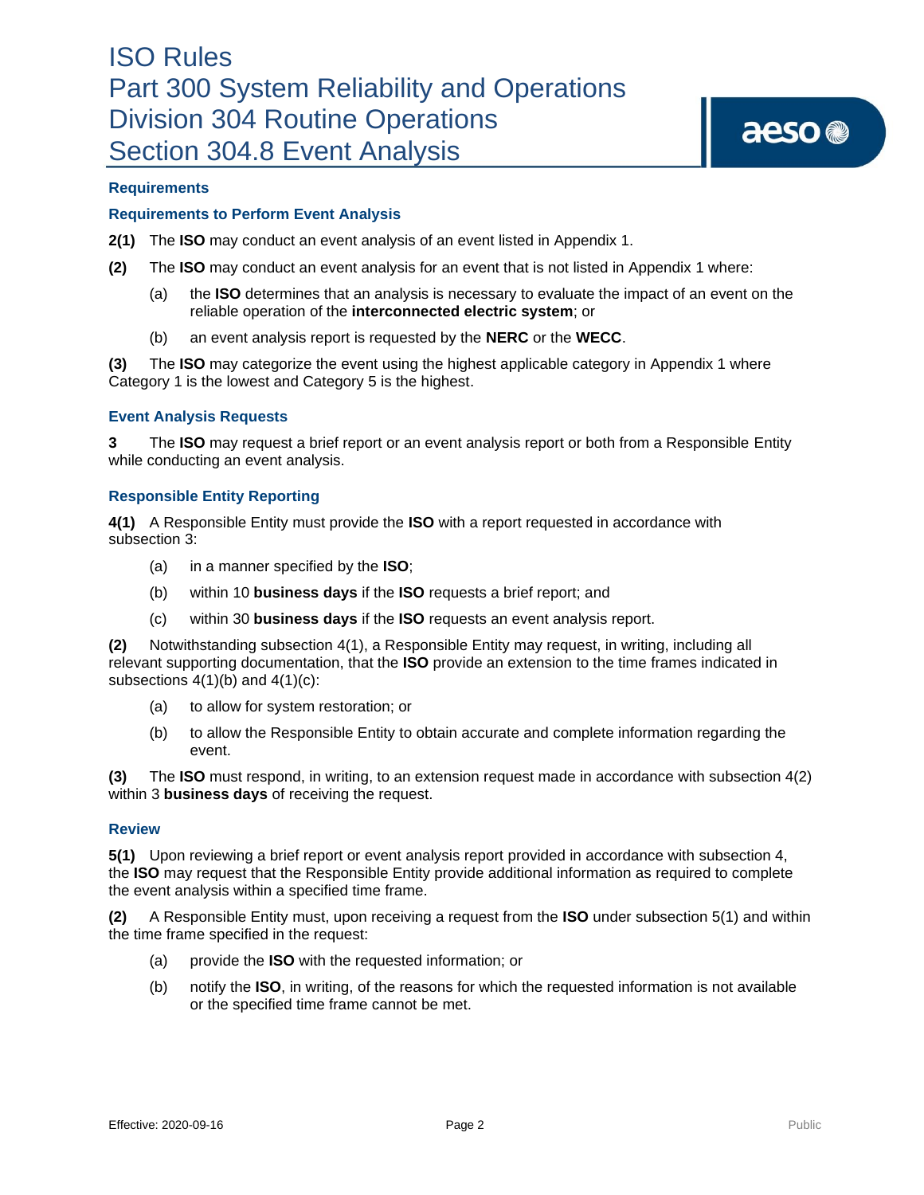## Requirements

### Requirements to Perform Event Analysis

**2(1)** The **ISO** may conduct an event analysis of an event listed in Appendix 1.

**(2)** The **ISO** may conduct an event analysis for an event that is not listed in Appendix 1 where:

- (a) the **ISO** determines that an analysis is necessary to evaluate the impact of an event on the reliable operation of the **interconnected electric system**; or
- (b) an event analysis report is requested by the **NERC** or the **WECC**.

**(3)** The **ISO** may categorize the event using the highest applicable category in Appendix 1 where Category 1 is the lowest and Category 5 is the highest.

### Event Analysis Requests

**3** The **ISO** may request a brief report or an event analysis report or both from a Responsible Entity while conducting an event analysis.

### Responsible Entity Reporting

**4(1)** A Responsible Entity must provide the **ISO** with a report requested in accordance with subsection 3:

- (a) in a manner specified by the **ISO**;
- (b) within 10 **business days** if the **ISO** requests a brief report; and
- (c) within 30 **business days** if the **ISO** requests an event analysis report.

**(2)** Notwithstanding subsection 4(1), a Responsible Entity may request, in writing, including all relevant supporting documentation, that the **ISO** provide an extension to the time frames indicated in subsections 4(1)(b) and 4(1)(c):

- (a) to allow for system restoration; or
- (b) to allow the Responsible Entity to obtain accurate and complete information regarding the event.

**(3)** The **ISO** must respond, in writing, to an extension request made in accordance with subsection 4(2) within 3 **business days** of receiving the request.

### Review

**5(1)** Upon reviewing a brief report or event analysis report provided in accordance with subsection 4, the **ISO** may request that the Responsible Entity provide additional information as required to complete the event analysis within a specified time frame.

**(2)** A Responsible Entity must, upon receiving a request from the **ISO** under subsection 5(1) and within the time frame specified in the request:

- (a) provide the **ISO** with the requested information; or
- (b) notify the **ISO**, in writing, of the reasons for which the requested information is not available or the specified time frame cannot be met.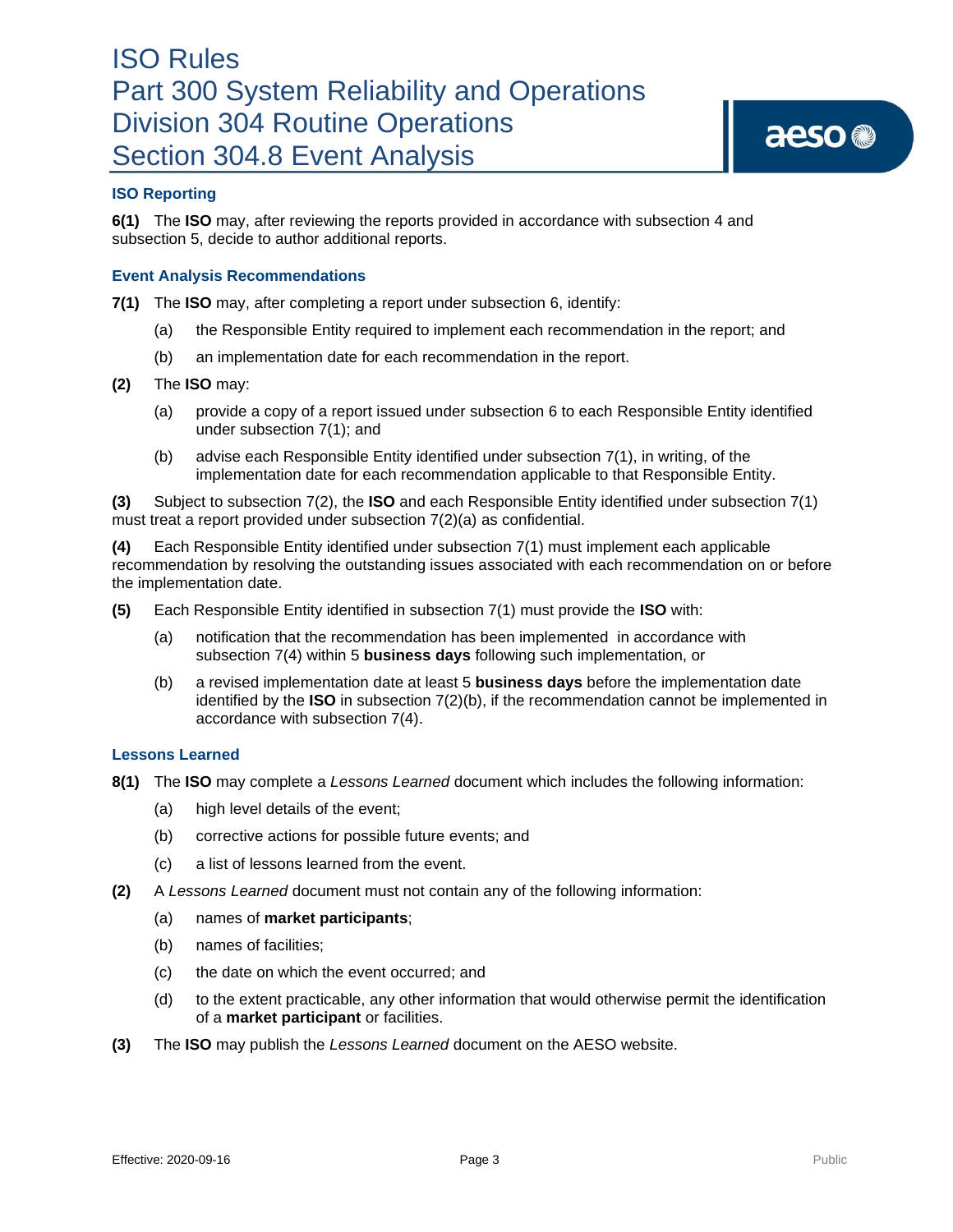### ISO Reporting

**6(1)** The **ISO** may, after reviewing the reports provided in accordance with subsection 4 and subsection 5, decide to author additional reports.

### Event Analysis Recommendations

**7(1)** The **ISO** may, after completing a report under subsection 6, identify:

(a) the Responsible Entity required to implement each recommendation in the report; and

(b) an implementation date for each recommendation in the report.

**(2)** The **ISO** may:

(a) provide a copy of a report issued under subsection 6 to each Responsible Entity identified under subsection 7(1); and

(b) advise each Responsible Entity identified under subsection 7(1), in writing, of the implementation date for each recommendation applicable to that Responsible Entity.

**(3)** Subject to subsection 7(2), the **ISO** and each Responsible Entity identified under subsection 7(1) must treat a report provided under subsection 7(2)(a) as confidential.

**(4)** Each Responsible Entity identified under subsection 7(1) must implement each applicable recommendation by resolving the outstanding issues associated with each recommendation on or before the implementation date.

**(5)** Each Responsible Entity identified in subsection 7(1) must provide the **ISO** with:

(a) notification that the recommendation has been implemented in accordance with subsection 7(4) within 5 **business days** following such implementation, or

(b) a revised implementation date at least 5 **business days** before the implementation date identified by the **ISO** in subsection 7(2)(b), if the recommendation cannot be implemented in accordance with subsection 7(4).

### Lessons Learned

**8(1)** The **ISO** may complete a *Lessons Learned* document which includes the following information:

(a) high level details of the event;

(b) corrective actions for possible future events; and

(c) a list of lessons learned from the event.

**(2)** A *Lessons Learned* document must not contain any of the following information:

(a) names of **market participants**;

(b) names of facilities;

(c) the date on which the event occurred; and

(d) to the extent practicable, any other information that would otherwise permit the identification of a **market participant** or facilities.

**(3)** The **ISO** may publish the *Lessons Learned* document on the AESO website.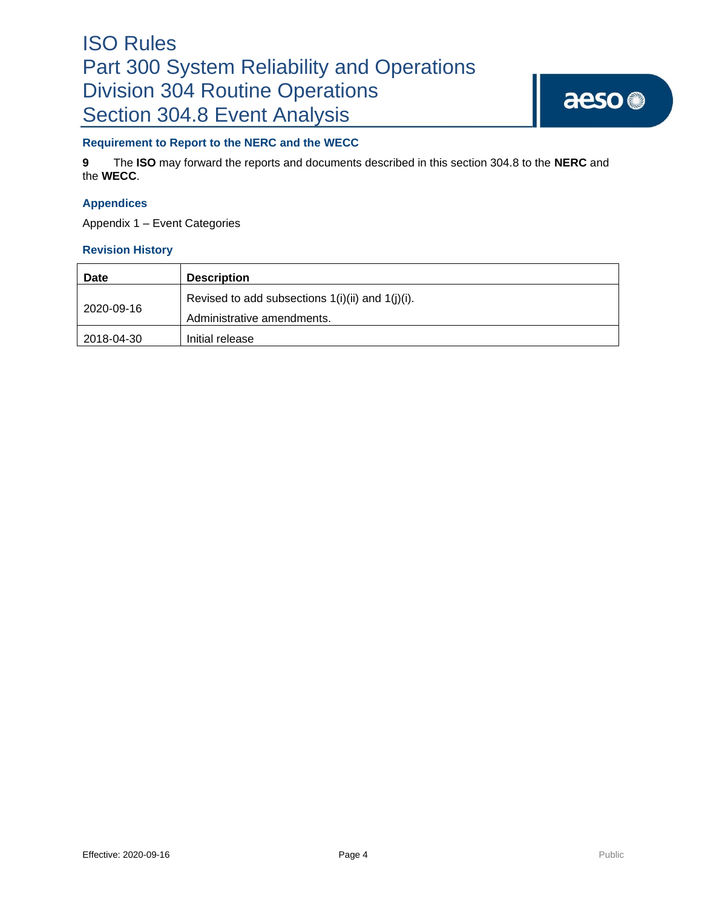### Requirement to Report to the NERC and the WECC

**9** The **ISO** may forward the reports and documents described in this section 304.8 to the **NERC** and the **WECC**.

### Appendices

Appendix 1 – Event Categories

### Revision History

| Date | Description |
|---|---|
| 2020-09-16 | Revised to add subsections 1(i)(ii) and 1(j)(i).<br>Administrative amendments. |
| 2018-04-30 | Initial release |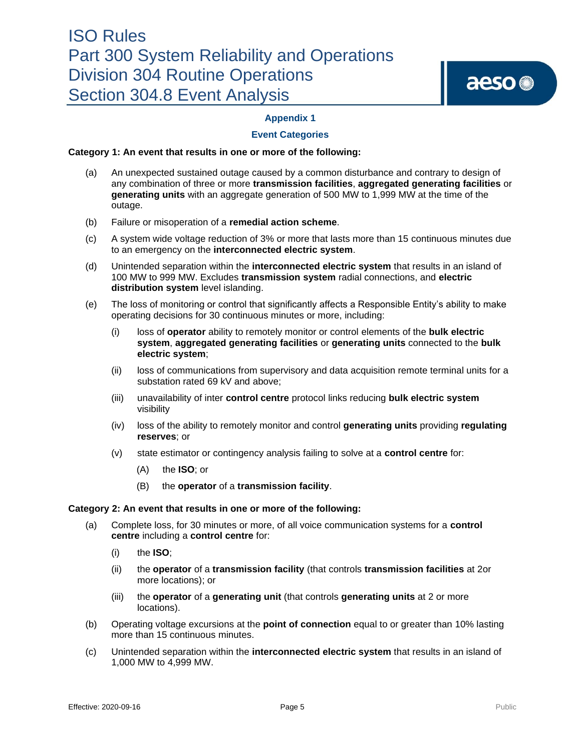## Appendix 1

### Event Categories

**Category 1: An event that results in one or more of the following:**

(a) An unexpected sustained outage caused by a common disturbance and contrary to design of any combination of three or more **transmission facilities**, **aggregated generating facilities** or **generating units** with an aggregate generation of 500 MW to 1,999 MW at the time of the outage.

(b) Failure or misoperation of a **remedial action scheme**.

(c) A system wide voltage reduction of 3% or more that lasts more than 15 continuous minutes due to an emergency on the **interconnected electric system**.

(d) Unintended separation within the **interconnected electric system** that results in an island of 100 MW to 999 MW. Excludes **transmission system** radial connections, and **electric distribution system** level islanding.

(e) The loss of monitoring or control that significantly affects a Responsible Entity's ability to make operating decisions for 30 continuous minutes or more, including:

   (i) loss of **operator** ability to remotely monitor or control elements of the **bulk electric system**, **aggregated generating facilities** or **generating units** connected to the **bulk electric system**;

   (ii) loss of communications from supervisory and data acquisition remote terminal units for a substation rated 69 kV and above;

   (iii) unavailability of inter **control centre** protocol links reducing **bulk electric system** visibility

   (iv) loss of the ability to remotely monitor and control **generating units** providing **regulating reserves**; or

   (v) state estimator or contingency analysis failing to solve at a **control centre** for:

      (A) the **ISO**; or

      (B) the **operator** of a **transmission facility**.

**Category 2: An event that results in one or more of the following:**

(a) Complete loss, for 30 minutes or more, of all voice communication systems for a **control centre** including a **control centre** for:

   (i) the **ISO**;

   (ii) the **operator** of a **transmission facility** (that controls **transmission facilities** at 2or more locations); or

   (iii) the **operator** of a **generating unit** (that controls **generating units** at 2 or more locations).

(b) Operating voltage excursions at the **point of connection** equal to or greater than 10% lasting more than 15 continuous minutes.

(c) Unintended separation within the **interconnected electric system** that results in an island of 1,000 MW to 4,999 MW.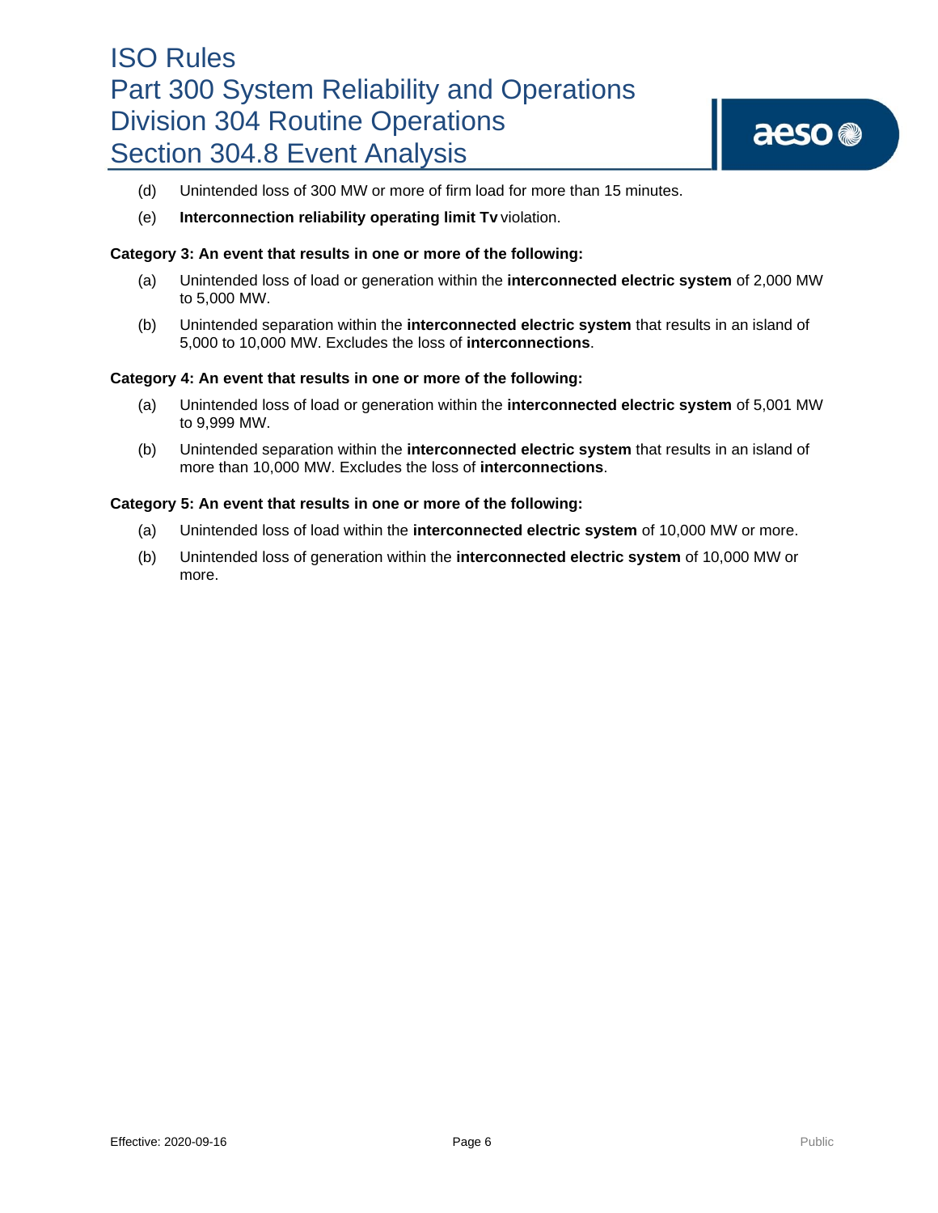(d) Unintended loss of 300 MW or more of firm load for more than 15 minutes.

(e) **Interconnection reliability operating limit Tv** violation.

**Category 3: An event that results in one or more of the following:**

(a) Unintended loss of load or generation within the **interconnected electric system** of 2,000 MW to 5,000 MW.

(b) Unintended separation within the **interconnected electric system** that results in an island of 5,000 to 10,000 MW. Excludes the loss of **interconnections**.

**Category 4: An event that results in one or more of the following:**

(a) Unintended loss of load or generation within the **interconnected electric system** of 5,001 MW to 9,999 MW.

(b) Unintended separation within the **interconnected electric system** that results in an island of more than 10,000 MW. Excludes the loss of **interconnections**.

**Category 5: An event that results in one or more of the following:**

(a) Unintended loss of load within the **interconnected electric system** of 10,000 MW or more.

(b) Unintended loss of generation within the **interconnected electric system** of 10,000 MW or more.